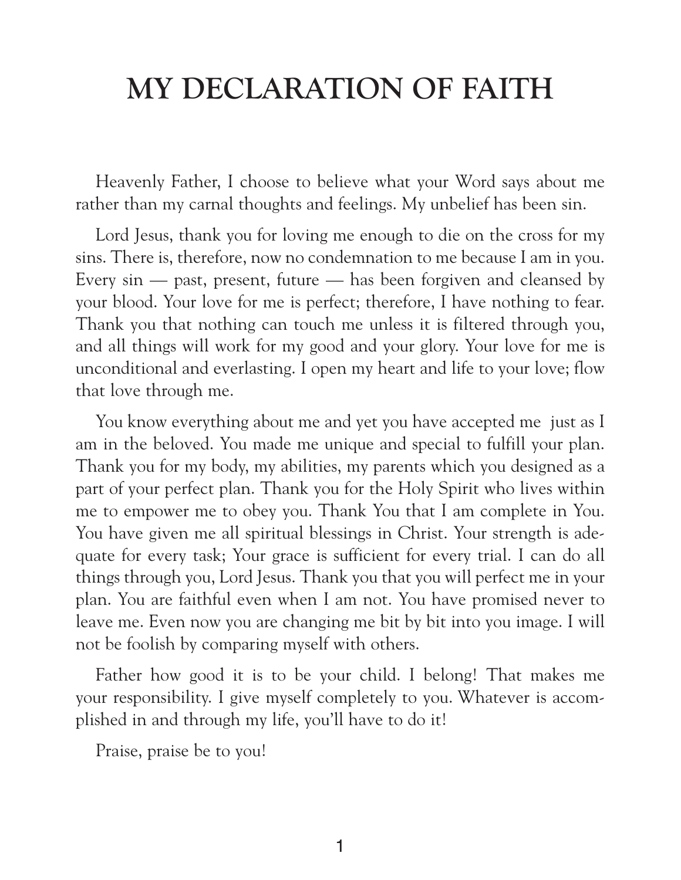# MY DECLARATION OF FAITH

Heavenly Father, I choose to believe what your Word says about me rather than my carnal thoughts and feelings. My unbelief has been sin.

Lord Jesus, thank you for loving me enough to die on the cross for my sins. There is, therefore, now no condemnation to me because I am in you. Every sin — past, present, future — has been forgiven and cleansed by your blood. Your love for me is perfect; therefore, I have nothing to fear. Thank you that nothing can touch me unless it is filtered through you, and all things will work for my good and your glory. Your love for me is unconditional and everlasting. I open my heart and life to your love; flow that love through me.

You know everything about me and yet you have accepted me just as I am in the beloved. You made me unique and special to fulfill your plan. Thank you for my body, my abilities, my parents which you designed as a part of your perfect plan. Thank you for the Holy Spirit who lives within me to empower me to obey you. Thank You that I am complete in You. You have given me all spiritual blessings in Christ. Your strength is adequate for every task; Your grace is sufficient for every trial. I can do all things through you, Lord Jesus. Thank you that you will perfect me in your plan. You are faithful even when I am not. You have promised never to leave me. Even now you are changing me bit by bit into you image. I will not be foolish by comparing myself with others.

Father how good it is to be your child. I belong! That makes me your responsibility. I give myself completely to you. Whatever is accomplished in and through my life, you'll have to do it!

Praise, praise be to you!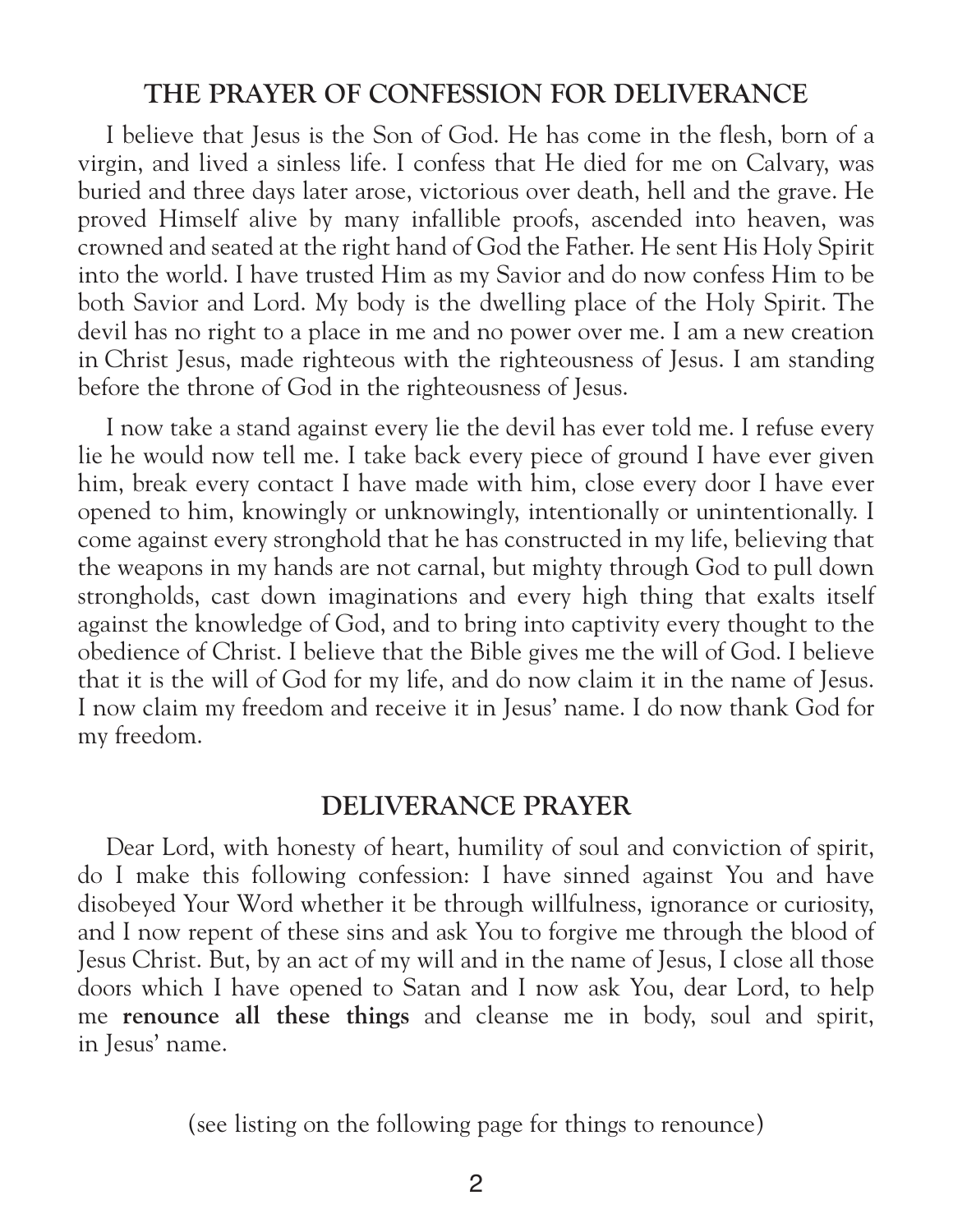## THE PRAYER OF CONFESSION FOR DELIVERANCE

I believe that Jesus is the Son of God. He has come in the flesh, born of a virgin, and lived a sinless life. I confess that He died for me on Calvary, was buried and three days later arose, victorious over death, hell and the grave. He proved Himself alive by many infallible proofs, ascended into heaven, was crowned and seated at the right hand of God the Father. He sent His Holy Spirit into the world. I have trusted Him as my Savior and do now confess Him to be both Savior and Lord. My body is the dwelling place of the Holy Spirit. The devil has no right to a place in me and no power over me. I am a new creation in Christ Jesus, made righteous with the righteousness of Jesus. I am standing before the throne of God in the righteousness of Jesus.

I now take a stand against every lie the devil has ever told me. I refuse every lie he would now tell me. I take back every piece of ground I have ever given him, break every contact I have made with him, close every door I have ever opened to him, knowingly or unknowingly, intentionally or unintentionally. I come against every stronghold that he has constructed in my life, believing that the weapons in my hands are not carnal, but mighty through God to pull down strongholds, cast down imaginations and every high thing that exalts itself against the knowledge of God, and to bring into captivity every thought to the obedience of Christ. I believe that the Bible gives me the will of God. I believe that it is the will of God for my life, and do now claim it in the name of Jesus. I now claim my freedom and receive it in Jesus' name. I do now thank God for my freedom.

## DELIVERANCE PRAYER

Dear Lord, with honesty of heart, humility of soul and conviction of spirit, do I make this following confession: I have sinned against You and have disobeyed Your Word whether it be through willfulness, ignorance or curiosity, and I now repent of these sins and ask You to forgive me through the blood of Jesus Christ. But, by an act of my will and in the name of Jesus, I close all those doors which I have opened to Satan and I now ask You, dear Lord, to help me **renounce all these things** and cleanse me in body, soul and spirit, in Jesus' name.

(see listing on the following page for things to renounce)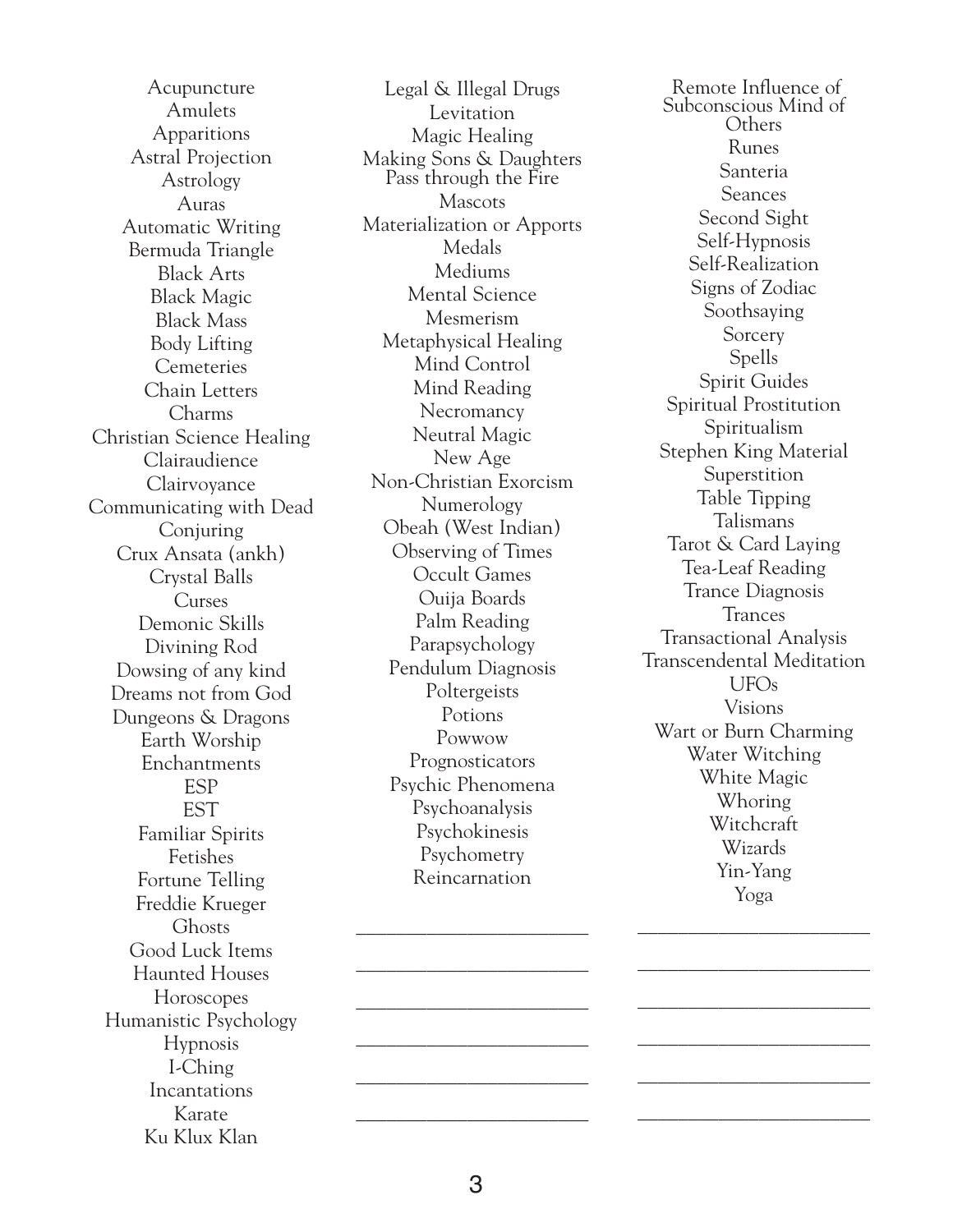Acupuncture
Amulets
Apparitions
Astral Projection
Astrology
Auras
Automatic Writing
Bermuda Triangle
Black Arts
Black Magic
Black Mass
Body Lifting
Cemeteries
Chain Letters
Charms
Christian Science Healing
Clairaudience
Clairvoyance
Communicating with Dead
Conjuring
Crux Ansata (ankh)
Crystal Balls
Curses
Demonic Skills
Divining Rod
Dowsing of any kind
Dreams not from God
Dungeons & Dragons
Earth Worship
Enchantments
ESP
EST
Familiar Spirits
Fetishes
Fortune Telling
Freddie Krueger
Ghosts
Good Luck Items
Haunted Houses
Horoscopes
Humanistic Psychology
Hypnosis
I-Ching
Incantations
Karate
Ku Klux Klan

Legal & Illegal Drugs
Levitation
Magic Healing
Making Sons & Daughters Pass through the Fire
Mascots
Materialization or Apports
Medals
Mediums
Mental Science
Mesmerism
Metaphysical Healing
Mind Control
Mind Reading
Necromancy
Neutral Magic
New Age
Non-Christian Exorcism
Numerology
Obeah (West Indian)
Observing of Times
Occult Games
Ouija Boards
Palm Reading
Parapsychology
Pendulum Diagnosis
Poltergeists
Potions
Powwow
Prognosticators
Psychic Phenomena
Psychoanalysis
Psychokinesis
Psychometry
Reincarnation

\_\_\_\_\_\_\_\_\_\_\_\_\_\_\_\_\_\_\_\_\_\_\_\_

\_\_\_\_\_\_\_\_\_\_\_\_\_\_\_\_\_\_\_\_\_\_\_\_

\_\_\_\_\_\_\_\_\_\_\_\_\_\_\_\_\_\_\_\_\_\_\_\_

\_\_\_\_\_\_\_\_\_\_\_\_\_\_\_\_\_\_\_\_\_\_\_\_

\_\_\_\_\_\_\_\_\_\_\_\_\_\_\_\_\_\_\_\_\_\_\_\_

\_\_\_\_\_\_\_\_\_\_\_\_\_\_\_\_\_\_\_\_\_\_\_\_

Remote Influence of Subconscious Mind of Others
Runes
Santeria
Seances
Second Sight
Self-Hypnosis
Self-Realization
Signs of Zodiac
Soothsaying
Sorcery
Spells
Spirit Guides
Spiritual Prostitution
Spiritualism
Stephen King Material
Superstition
Table Tipping
Talismans
Tarot & Card Laying
Tea-Leaf Reading
Trance Diagnosis
Trances
Transactional Analysis
Transcendental Meditation
UFOs
Visions
Wart or Burn Charming
Water Witching
White Magic
Whoring
Witchcraft
Wizards
Yin-Yang
Yoga

\_\_\_\_\_\_\_\_\_\_\_\_\_\_\_\_\_\_\_\_\_\_\_\_

\_\_\_\_\_\_\_\_\_\_\_\_\_\_\_\_\_\_\_\_\_\_\_\_

\_\_\_\_\_\_\_\_\_\_\_\_\_\_\_\_\_\_\_\_\_\_\_\_

\_\_\_\_\_\_\_\_\_\_\_\_\_\_\_\_\_\_\_\_\_\_\_\_

\_\_\_\_\_\_\_\_\_\_\_\_\_\_\_\_\_\_\_\_\_\_\_\_

\_\_\_\_\_\_\_\_\_\_\_\_\_\_\_\_\_\_\_\_\_\_\_\_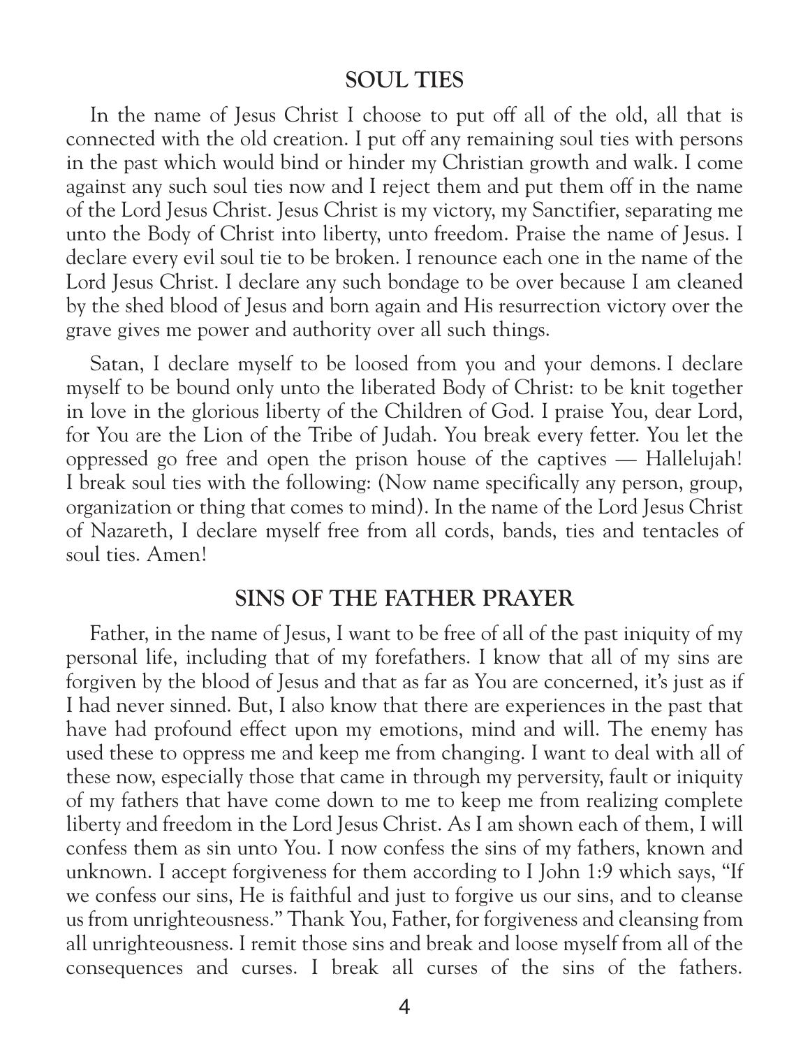## SOUL TIES

In the name of Jesus Christ I choose to put off all of the old, all that is connected with the old creation. I put off any remaining soul ties with persons in the past which would bind or hinder my Christian growth and walk. I come against any such soul ties now and I reject them and put them off in the name of the Lord Jesus Christ. Jesus Christ is my victory, my Sanctifier, separating me unto the Body of Christ into liberty, unto freedom. Praise the name of Jesus. I declare every evil soul tie to be broken. I renounce each one in the name of the Lord Jesus Christ. I declare any such bondage to be over because I am cleaned by the shed blood of Jesus and born again and His resurrection victory over the grave gives me power and authority over all such things.

Satan, I declare myself to be loosed from you and your demons. I declare myself to be bound only unto the liberated Body of Christ: to be knit together in love in the glorious liberty of the Children of God. I praise You, dear Lord, for You are the Lion of the Tribe of Judah. You break every fetter. You let the oppressed go free and open the prison house of the captives — Hallelujah! I break soul ties with the following: (Now name specifically any person, group, organization or thing that comes to mind). In the name of the Lord Jesus Christ of Nazareth, I declare myself free from all cords, bands, ties and tentacles of soul ties. Amen!

## SINS OF THE FATHER PRAYER

Father, in the name of Jesus, I want to be free of all of the past iniquity of my personal life, including that of my forefathers. I know that all of my sins are forgiven by the blood of Jesus and that as far as You are concerned, it's just as if I had never sinned. But, I also know that there are experiences in the past that have had profound effect upon my emotions, mind and will. The enemy has used these to oppress me and keep me from changing. I want to deal with all of these now, especially those that came in through my perversity, fault or iniquity of my fathers that have come down to me to keep me from realizing complete liberty and freedom in the Lord Jesus Christ. As I am shown each of them, I will confess them as sin unto You. I now confess the sins of my fathers, known and unknown. I accept forgiveness for them according to I John 1:9 which says, "If we confess our sins, He is faithful and just to forgive us our sins, and to cleanse us from unrighteousness." Thank You, Father, for forgiveness and cleansing from all unrighteousness. I remit those sins and break and loose myself from all of the consequences and curses. I break all curses of the sins of the fathers.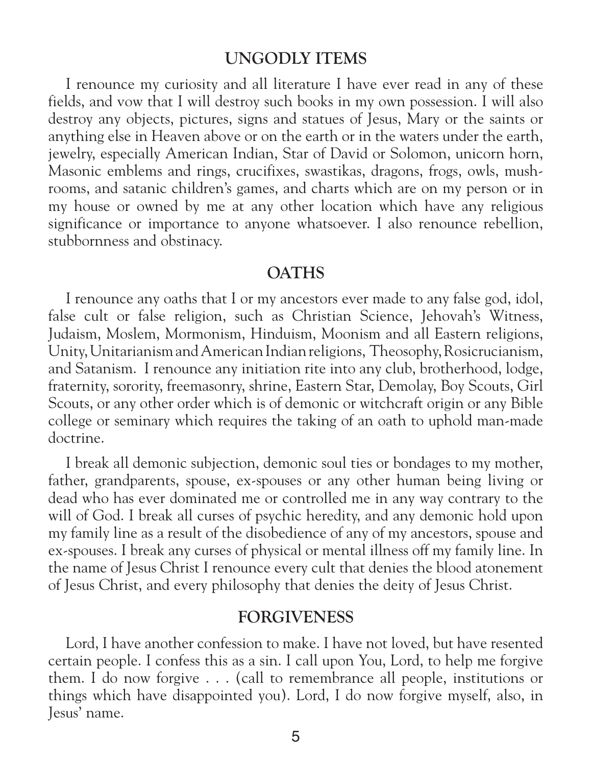## UNGODLY ITEMS

I renounce my curiosity and all literature I have ever read in any of these fields, and vow that I will destroy such books in my own possession. I will also destroy any objects, pictures, signs and statues of Jesus, Mary or the saints or anything else in Heaven above or on the earth or in the waters under the earth, jewelry, especially American Indian, Star of David or Solomon, unicorn horn, Masonic emblems and rings, crucifixes, swastikas, dragons, frogs, owls, mushrooms, and satanic children's games, and charts which are on my person or in my house or owned by me at any other location which have any religious significance or importance to anyone whatsoever. I also renounce rebellion, stubbornness and obstinacy.

## OATHS

I renounce any oaths that I or my ancestors ever made to any false god, idol, false cult or false religion, such as Christian Science, Jehovah's Witness, Judaism, Moslem, Mormonism, Hinduism, Moonism and all Eastern religions, Unity, Unitarianism and American Indian religions, Theosophy, Rosicrucianism, and Satanism. I renounce any initiation rite into any club, brotherhood, lodge, fraternity, sorority, freemasonry, shrine, Eastern Star, Demolay, Boy Scouts, Girl Scouts, or any other order which is of demonic or witchcraft origin or any Bible college or seminary which requires the taking of an oath to uphold man-made doctrine.

I break all demonic subjection, demonic soul ties or bondages to my mother, father, grandparents, spouse, ex-spouses or any other human being living or dead who has ever dominated me or controlled me in any way contrary to the will of God. I break all curses of psychic heredity, and any demonic hold upon my family line as a result of the disobedience of any of my ancestors, spouse and ex-spouses. I break any curses of physical or mental illness off my family line. In the name of Jesus Christ I renounce every cult that denies the blood atonement of Jesus Christ, and every philosophy that denies the deity of Jesus Christ.

## FORGIVENESS

Lord, I have another confession to make. I have not loved, but have resented certain people. I confess this as a sin. I call upon You, Lord, to help me forgive them. I do now forgive . . . (call to remembrance all people, institutions or things which have disappointed you). Lord, I do now forgive myself, also, in Jesus' name.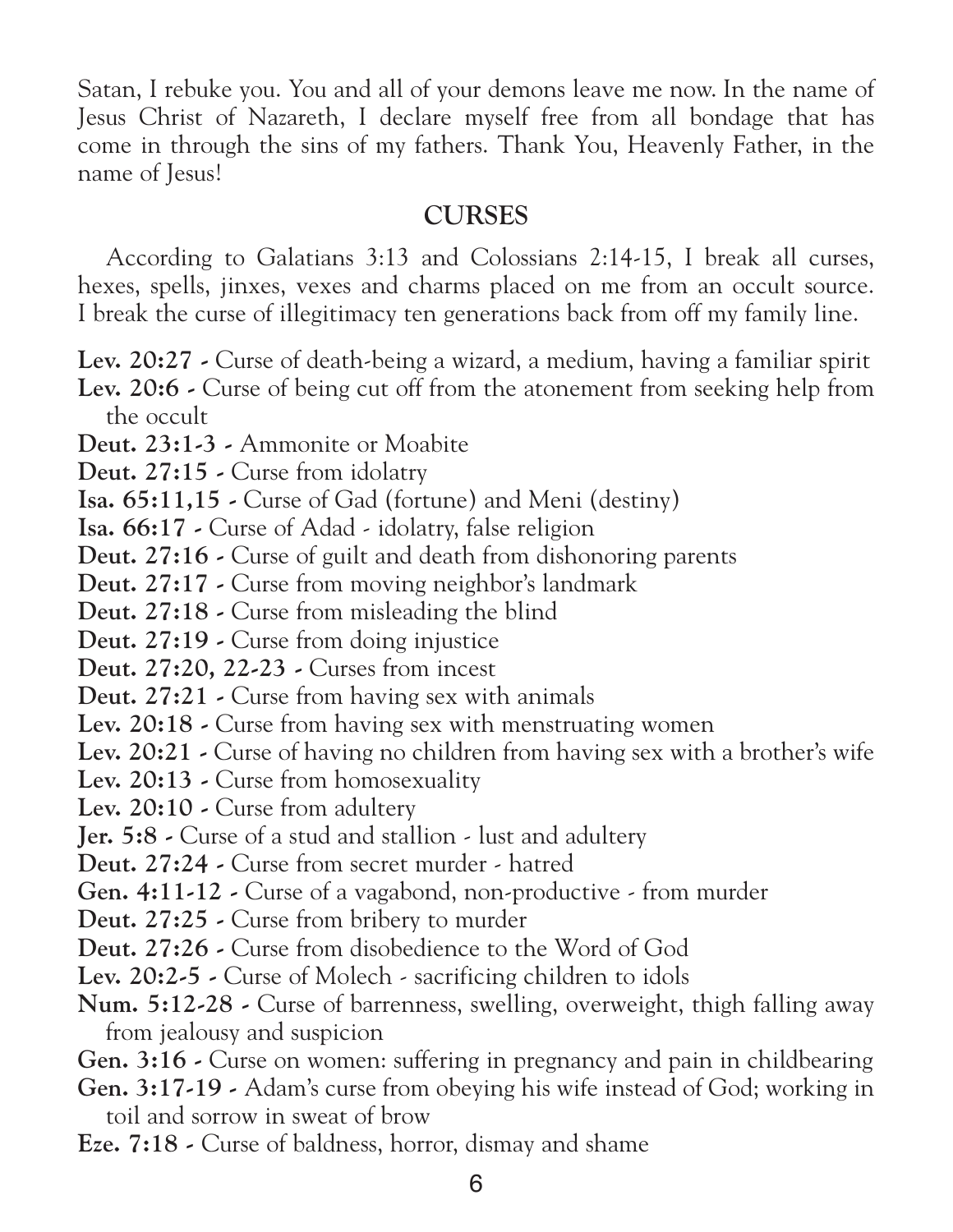Satan, I rebuke you. You and all of your demons leave me now. In the name of Jesus Christ of Nazareth, I declare myself free from all bondage that has come in through the sins of my fathers. Thank You, Heavenly Father, in the name of Jesus!

## CURSES

According to Galatians 3:13 and Colossians 2:14-15, I break all curses, hexes, spells, jinxes, vexes and charms placed on me from an occult source. I break the curse of illegitimacy ten generations back from off my family line.

**Lev. 20:27 -** Curse of death-being a wizard, a medium, having a familiar spirit
**Lev. 20:6 -** Curse of being cut off from the atonement from seeking help from the occult
**Deut. 23:1-3 -** Ammonite or Moabite
**Deut. 27:15 -** Curse from idolatry
**Isa. 65:11,15 -** Curse of Gad (fortune) and Meni (destiny)
**Isa. 66:17 -** Curse of Adad - idolatry, false religion
**Deut. 27:16 -** Curse of guilt and death from dishonoring parents
**Deut. 27:17 -** Curse from moving neighbor's landmark
**Deut. 27:18 -** Curse from misleading the blind
**Deut. 27:19 -** Curse from doing injustice
**Deut. 27:20, 22-23 -** Curses from incest
**Deut. 27:21 -** Curse from having sex with animals
**Lev. 20:18 -** Curse from having sex with menstruating women
**Lev. 20:21 -** Curse of having no children from having sex with a brother's wife
**Lev. 20:13 -** Curse from homosexuality
**Lev. 20:10 -** Curse from adultery
**Jer. 5:8 -** Curse of a stud and stallion - lust and adultery
**Deut. 27:24 -** Curse from secret murder - hatred
**Gen. 4:11-12 -** Curse of a vagabond, non-productive - from murder
**Deut. 27:25 -** Curse from bribery to murder
**Deut. 27:26 -** Curse from disobedience to the Word of God
**Lev. 20:2-5 -** Curse of Molech - sacrificing children to idols
**Num. 5:12-28 -** Curse of barrenness, swelling, overweight, thigh falling away from jealousy and suspicion
**Gen. 3:16 -** Curse on women: suffering in pregnancy and pain in childbearing
**Gen. 3:17-19 -** Adam's curse from obeying his wife instead of God; working in toil and sorrow in sweat of brow
**Eze. 7:18 -** Curse of baldness, horror, dismay and shame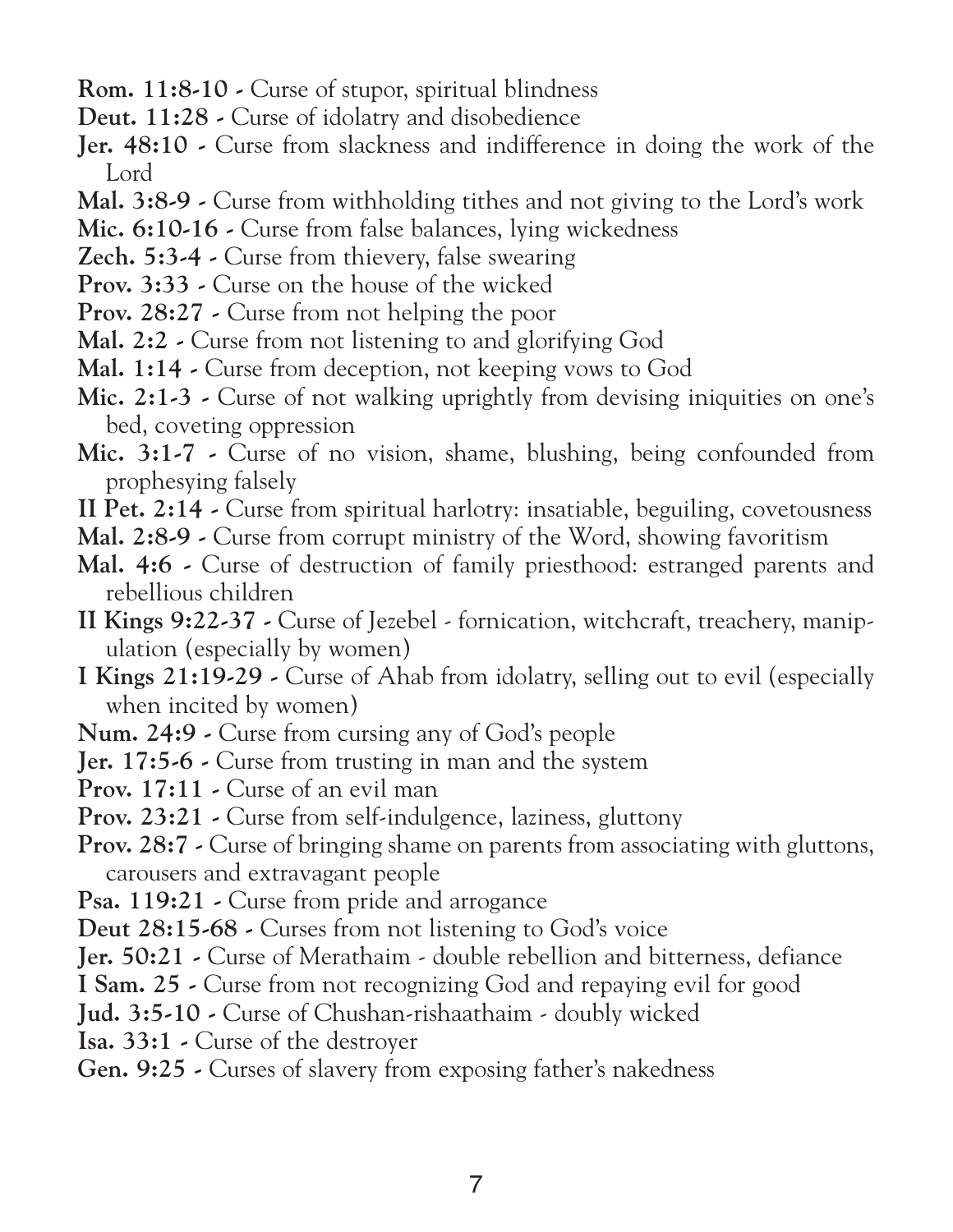**Rom. 11:8-10 -** Curse of stupor, spiritual blindness

**Deut. 11:28 -** Curse of idolatry and disobedience

**Jer. 48:10 -** Curse from slackness and indifference in doing the work of the Lord

**Mal. 3:8-9 -** Curse from withholding tithes and not giving to the Lord's work

**Mic. 6:10-16 -** Curse from false balances, lying wickedness

**Zech. 5:3-4 -** Curse from thievery, false swearing

**Prov. 3:33 -** Curse on the house of the wicked

**Prov. 28:27 -** Curse from not helping the poor

**Mal. 2:2 -** Curse from not listening to and glorifying God

**Mal. 1:14 -** Curse from deception, not keeping vows to God

**Mic. 2:1-3 -** Curse of not walking uprightly from devising iniquities on one's bed, coveting oppression

**Mic. 3:1-7 -** Curse of no vision, shame, blushing, being confounded from prophesying falsely

**II Pet. 2:14 -** Curse from spiritual harlotry: insatiable, beguiling, covetousness

**Mal. 2:8-9 -** Curse from corrupt ministry of the Word, showing favoritism

**Mal. 4:6 -** Curse of destruction of family priesthood: estranged parents and rebellious children

**II Kings 9:22-37 -** Curse of Jezebel - fornication, witchcraft, treachery, manipulation (especially by women)

**I Kings 21:19-29 -** Curse of Ahab from idolatry, selling out to evil (especially when incited by women)

**Num. 24:9 -** Curse from cursing any of God's people

**Jer. 17:5-6 -** Curse from trusting in man and the system

**Prov. 17:11 -** Curse of an evil man

**Prov. 23:21 -** Curse from self-indulgence, laziness, gluttony

**Prov. 28:7 -** Curse of bringing shame on parents from associating with gluttons, carousers and extravagant people

**Psa. 119:21 -** Curse from pride and arrogance

**Deut 28:15-68 -** Curses from not listening to God's voice

**Jer. 50:21 -** Curse of Merathaim - double rebellion and bitterness, defiance

**I Sam. 25 -** Curse from not recognizing God and repaying evil for good

**Jud. 3:5-10 -** Curse of Chushan-rishaathaim - doubly wicked

**Isa. 33:1 -** Curse of the destroyer

**Gen. 9:25 -** Curses of slavery from exposing father's nakedness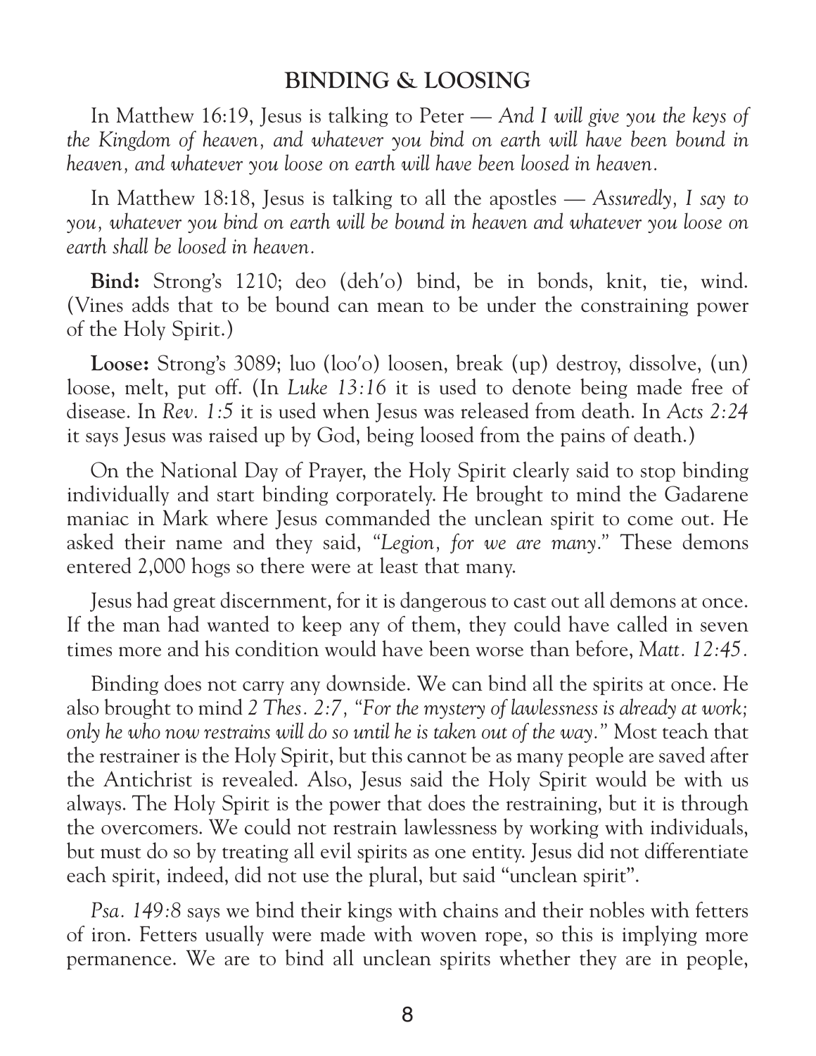## BINDING & LOOSING

In Matthew 16:19, Jesus is talking to Peter — *And I will give you the keys of the Kingdom of heaven, and whatever you bind on earth will have been bound in heaven, and whatever you loose on earth will have been loosed in heaven.*

In Matthew 18:18, Jesus is talking to all the apostles — *Assuredly, I say to you, whatever you bind on earth will be bound in heaven and whatever you loose on earth shall be loosed in heaven.*

**Bind:** Strong's 1210; deo (deh'o) bind, be in bonds, knit, tie, wind. (Vines adds that to be bound can mean to be under the constraining power of the Holy Spirit.)

**Loose:** Strong's 3089; luo (loo'o) loosen, break (up) destroy, dissolve, (un) loose, melt, put off. (In *Luke 13:16* it is used to denote being made free of disease. In *Rev. 1:5* it is used when Jesus was released from death. In *Acts 2:24* it says Jesus was raised up by God, being loosed from the pains of death.)

On the National Day of Prayer, the Holy Spirit clearly said to stop binding individually and start binding corporately. He brought to mind the Gadarene maniac in Mark where Jesus commanded the unclean spirit to come out. He asked their name and they said, "*Legion, for we are many.*" These demons entered 2,000 hogs so there were at least that many.

Jesus had great discernment, for it is dangerous to cast out all demons at once. If the man had wanted to keep any of them, they could have called in seven times more and his condition would have been worse than before, *Matt. 12:45.*

Binding does not carry any downside. We can bind all the spirits at once. He also brought to mind *2 Thes. 2:7, "For the mystery of lawlessness is already at work; only he who now restrains will do so until he is taken out of the way."* Most teach that the restrainer is the Holy Spirit, but this cannot be as many people are saved after the Antichrist is revealed. Also, Jesus said the Holy Spirit would be with us always. The Holy Spirit is the power that does the restraining, but it is through the overcomers. We could not restrain lawlessness by working with individuals, but must do so by treating all evil spirits as one entity. Jesus did not differentiate each spirit, indeed, did not use the plural, but said "unclean spirit".

*Psa. 149:8* says we bind their kings with chains and their nobles with fetters of iron. Fetters usually were made with woven rope, so this is implying more permanence. We are to bind all unclean spirits whether they are in people,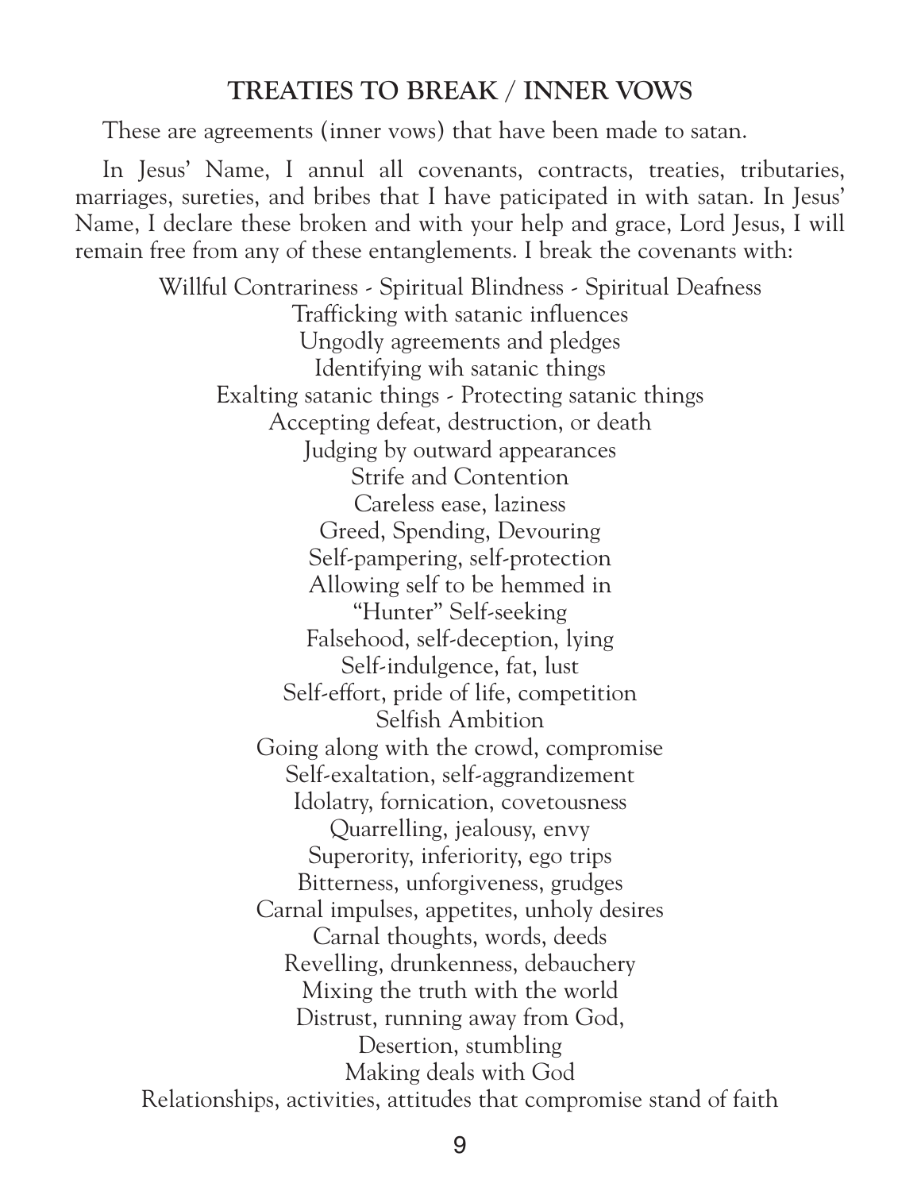## TREATIES TO BREAK / INNER VOWS

These are agreements (inner vows) that have been made to satan.

In Jesus' Name, I annul all covenants, contracts, treaties, tributaries, marriages, sureties, and bribes that I have paticipated in with satan. In Jesus' Name, I declare these broken and with your help and grace, Lord Jesus, I will remain free from any of these entanglements. I break the covenants with:

Willful Contrariness - Spiritual Blindness - Spiritual Deafness  
Trafficking with satanic influences  
Ungodly agreements and pledges  
Identifying wih satanic things  
Exalting satanic things - Protecting satanic things  
Accepting defeat, destruction, or death  
Judging by outward appearances  
Strife and Contention  
Careless ease, laziness  
Greed, Spending, Devouring  
Self-pampering, self-protection  
Allowing self to be hemmed in  
"Hunter" Self-seeking  
Falsehood, self-deception, lying  
Self-indulgence, fat, lust  
Self-effort, pride of life, competition  
Selfish Ambition  
Going along with the crowd, compromise  
Self-exaltation, self-aggrandizement  
Idolatry, fornication, covetousness  
Quarrelling, jealousy, envy  
Superority, inferiority, ego trips  
Bitterness, unforgiveness, grudges  
Carnal impulses, appetites, unholy desires  
Carnal thoughts, words, deeds  
Revelling, drunkenness, debauchery  
Mixing the truth with the world  
Distrust, running away from God,  
Desertion, stumbling  
Making deals with God  
Relationships, activities, attitudes that compromise stand of faith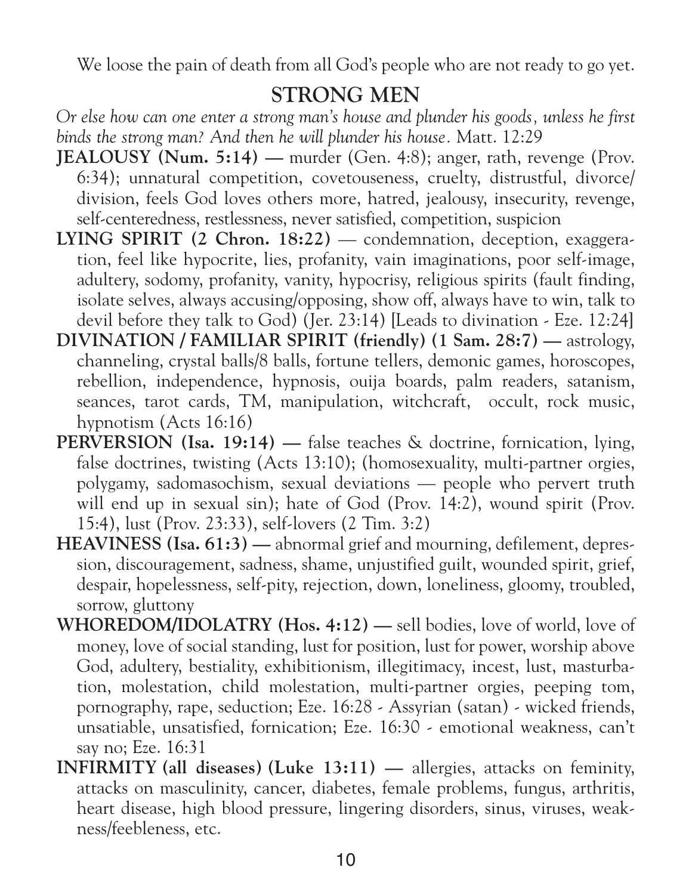We loose the pain of death from all God's people who are not ready to go yet.

## STRONG MEN

*Or else how can one enter a strong man's house and plunder his goods, unless he first binds the strong man? And then he will plunder his house.* Matt. 12:29

**JEALOUSY (Num. 5:14) —** murder (Gen. 4:8); anger, rath, revenge (Prov. 6:34); unnatural competition, covetouseness, cruelty, distrustful, divorce/ division, feels God loves others more, hatred, jealousy, insecurity, revenge, self-centeredness, restlessness, never satisfied, competition, suspicion

**LYING SPIRIT (2 Chron. 18:22)** — condemnation, deception, exaggeration, feel like hypocrite, lies, profanity, vain imaginations, poor self-image, adultery, sodomy, profanity, vanity, hypocrisy, religious spirits (fault finding, isolate selves, always accusing/opposing, show off, always have to win, talk to devil before they talk to God) (Jer. 23:14) [Leads to divination - Eze. 12:24]

**DIVINATION / FAMILIAR SPIRIT (friendly) (1 Sam. 28:7) —** astrology, channeling, crystal balls/8 balls, fortune tellers, demonic games, horoscopes, rebellion, independence, hypnosis, ouija boards, palm readers, satanism, seances, tarot cards, TM, manipulation, witchcraft, occult, rock music, hypnotism (Acts 16:16)

**PERVERSION (Isa. 19:14) —** false teaches & doctrine, fornication, lying, false doctrines, twisting (Acts 13:10); (homosexuality, multi-partner orgies, polygamy, sadomasochism, sexual deviations — people who pervert truth will end up in sexual sin); hate of God (Prov. 14:2), wound spirit (Prov. 15:4), lust (Prov. 23:33), self-lovers (2 Tim. 3:2)

**HEAVINESS (Isa. 61:3) —** abnormal grief and mourning, defilement, depression, discouragement, sadness, shame, unjustified guilt, wounded spirit, grief, despair, hopelessness, self-pity, rejection, down, loneliness, gloomy, troubled, sorrow, gluttony

**WHOREDOM/IDOLATRY (Hos. 4:12) —** sell bodies, love of world, love of money, love of social standing, lust for position, lust for power, worship above God, adultery, bestiality, exhibitionism, illegitimacy, incest, lust, masturbation, molestation, child molestation, multi-partner orgies, peeping tom, pornography, rape, seduction; Eze. 16:28 - Assyrian (satan) - wicked friends, unsatiable, unsatisfied, fornication; Eze. 16:30 - emotional weakness, can't say no; Eze. 16:31

**INFIRMITY (all diseases) (Luke 13:11) —** allergies, attacks on feminity, attacks on masculinity, cancer, diabetes, female problems, fungus, arthritis, heart disease, high blood pressure, lingering disorders, sinus, viruses, weakness/feebleness, etc.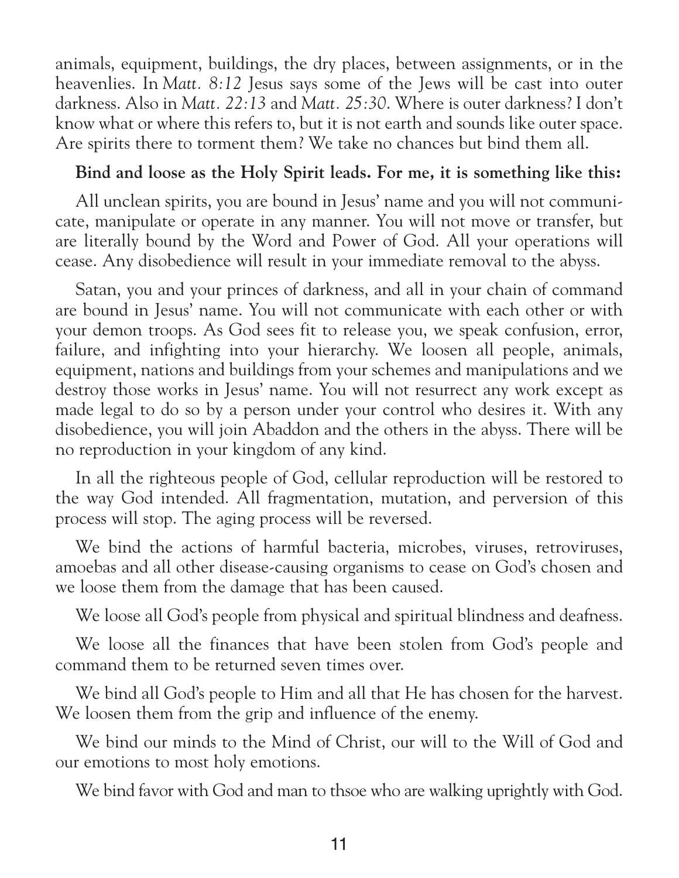animals, equipment, buildings, the dry places, between assignments, or in the heavenlies. In *Matt. 8:12* Jesus says some of the Jews will be cast into outer darkness. Also in *Matt. 22:13* and *Matt. 25:30*. Where is outer darkness? I don't know what or where this refers to, but it is not earth and sounds like outer space. Are spirits there to torment them? We take no chances but bind them all.

**Bind and loose as the Holy Spirit leads. For me, it is something like this:**

All unclean spirits, you are bound in Jesus' name and you will not communicate, manipulate or operate in any manner. You will not move or transfer, but are literally bound by the Word and Power of God. All your operations will cease. Any disobedience will result in your immediate removal to the abyss.

Satan, you and your princes of darkness, and all in your chain of command are bound in Jesus' name. You will not communicate with each other or with your demon troops. As God sees fit to release you, we speak confusion, error, failure, and infighting into your hierarchy. We loosen all people, animals, equipment, nations and buildings from your schemes and manipulations and we destroy those works in Jesus' name. You will not resurrect any work except as made legal to do so by a person under your control who desires it. With any disobedience, you will join Abaddon and the others in the abyss. There will be no reproduction in your kingdom of any kind.

In all the righteous people of God, cellular reproduction will be restored to the way God intended. All fragmentation, mutation, and perversion of this process will stop. The aging process will be reversed.

We bind the actions of harmful bacteria, microbes, viruses, retroviruses, amoebas and all other disease-causing organisms to cease on God's chosen and we loose them from the damage that has been caused.

We loose all God's people from physical and spiritual blindness and deafness.

We loose all the finances that have been stolen from God's people and command them to be returned seven times over.

We bind all God's people to Him and all that He has chosen for the harvest. We loosen them from the grip and influence of the enemy.

We bind our minds to the Mind of Christ, our will to the Will of God and our emotions to most holy emotions.

We bind favor with God and man to thsoe who are walking uprightly with God.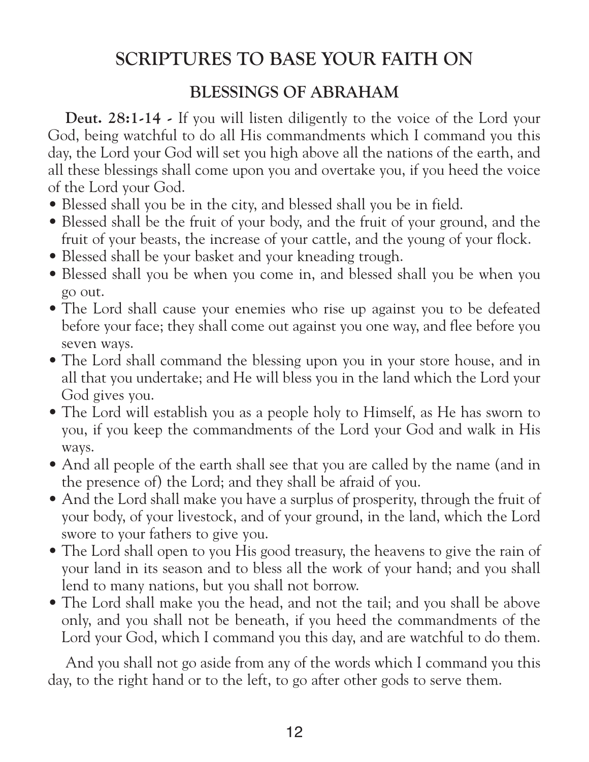# SCRIPTURES TO BASE YOUR FAITH ON

## BLESSINGS OF ABRAHAM

**Deut. 28:1-14 -** If you will listen diligently to the voice of the Lord your God, being watchful to do all His commandments which I command you this day, the Lord your God will set you high above all the nations of the earth, and all these blessings shall come upon you and overtake you, if you heed the voice of the Lord your God.

- Blessed shall you be in the city, and blessed shall you be in field.
- Blessed shall be the fruit of your body, and the fruit of your ground, and the fruit of your beasts, the increase of your cattle, and the young of your flock.
- Blessed shall be your basket and your kneading trough.
- Blessed shall you be when you come in, and blessed shall you be when you go out.
- The Lord shall cause your enemies who rise up against you to be defeated before your face; they shall come out against you one way, and flee before you seven ways.
- The Lord shall command the blessing upon you in your store house, and in all that you undertake; and He will bless you in the land which the Lord your God gives you.
- The Lord will establish you as a people holy to Himself, as He has sworn to you, if you keep the commandments of the Lord your God and walk in His ways.
- And all people of the earth shall see that you are called by the name (and in the presence of) the Lord; and they shall be afraid of you.
- And the Lord shall make you have a surplus of prosperity, through the fruit of your body, of your livestock, and of your ground, in the land, which the Lord swore to your fathers to give you.
- The Lord shall open to you His good treasury, the heavens to give the rain of your land in its season and to bless all the work of your hand; and you shall lend to many nations, but you shall not borrow.
- The Lord shall make you the head, and not the tail; and you shall be above only, and you shall not be beneath, if you heed the commandments of the Lord your God, which I command you this day, and are watchful to do them.

And you shall not go aside from any of the words which I command you this day, to the right hand or to the left, to go after other gods to serve them.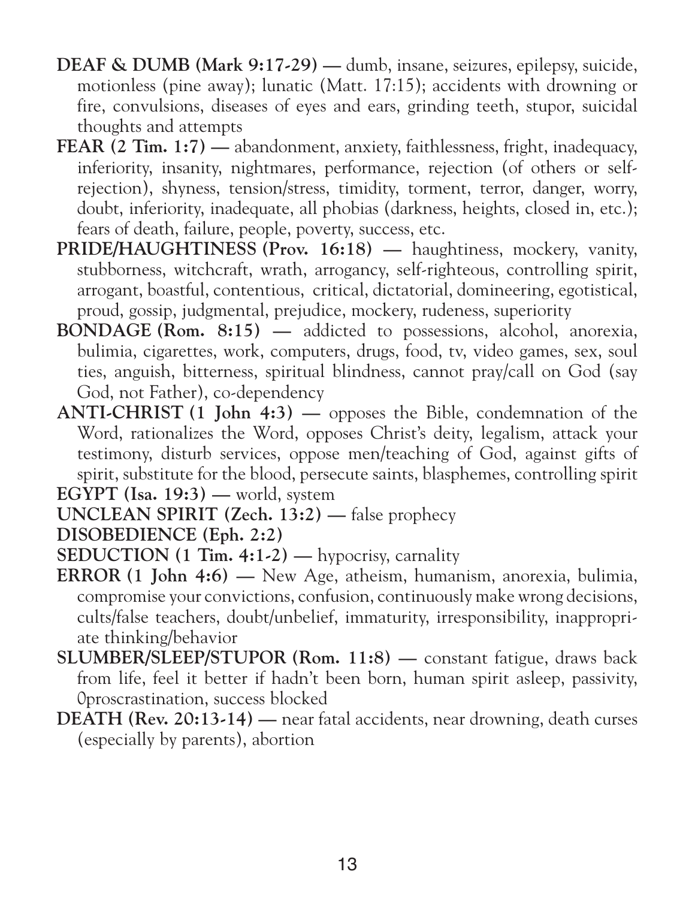**DEAF & DUMB (Mark 9:17-29) —** dumb, insane, seizures, epilepsy, suicide, motionless (pine away); lunatic (Matt. 17:15); accidents with drowning or fire, convulsions, diseases of eyes and ears, grinding teeth, stupor, suicidal thoughts and attempts

**FEAR (2 Tim. 1:7) —** abandonment, anxiety, faithlessness, fright, inadequacy, inferiority, insanity, nightmares, performance, rejection (of others or self-rejection), shyness, tension/stress, timidity, torment, terror, danger, worry, doubt, inferiority, inadequate, all phobias (darkness, heights, closed in, etc.); fears of death, failure, people, poverty, success, etc.

**PRIDE/HAUGHTINESS (Prov. 16:18) —** haughtiness, mockery, vanity, stubborness, witchcraft, wrath, arrogancy, self-righteous, controlling spirit, arrogant, boastful, contentious, critical, dictatorial, domineering, egotistical, proud, gossip, judgmental, prejudice, mockery, rudeness, superiority

**BONDAGE (Rom. 8:15) —** addicted to possessions, alcohol, anorexia, bulimia, cigarettes, work, computers, drugs, food, tv, video games, sex, soul ties, anguish, bitterness, spiritual blindness, cannot pray/call on God (say God, not Father), co-dependency

**ANTI-CHRIST (1 John 4:3) —** opposes the Bible, condemnation of the Word, rationalizes the Word, opposes Christ's deity, legalism, attack your testimony, disturb services, oppose men/teaching of God, against gifts of spirit, substitute for the blood, persecute saints, blasphemes, controlling spirit

**EGYPT (Isa. 19:3) —** world, system

**UNCLEAN SPIRIT (Zech. 13:2) —** false prophecy

**DISOBEDIENCE (Eph. 2:2)**

**SEDUCTION (1 Tim. 4:1-2) —** hypocrisy, carnality

**ERROR (1 John 4:6) —** New Age, atheism, humanism, anorexia, bulimia, compromise your convictions, confusion, continuously make wrong decisions, cults/false teachers, doubt/unbelief, immaturity, irresponsibility, inappropriate thinking/behavior

**SLUMBER/SLEEP/STUPOR (Rom. 11:8) —** constant fatigue, draws back from life, feel it better if hadn't been born, human spirit asleep, passivity, 0proscrastination, success blocked

**DEATH (Rev. 20:13-14) —** near fatal accidents, near drowning, death curses (especially by parents), abortion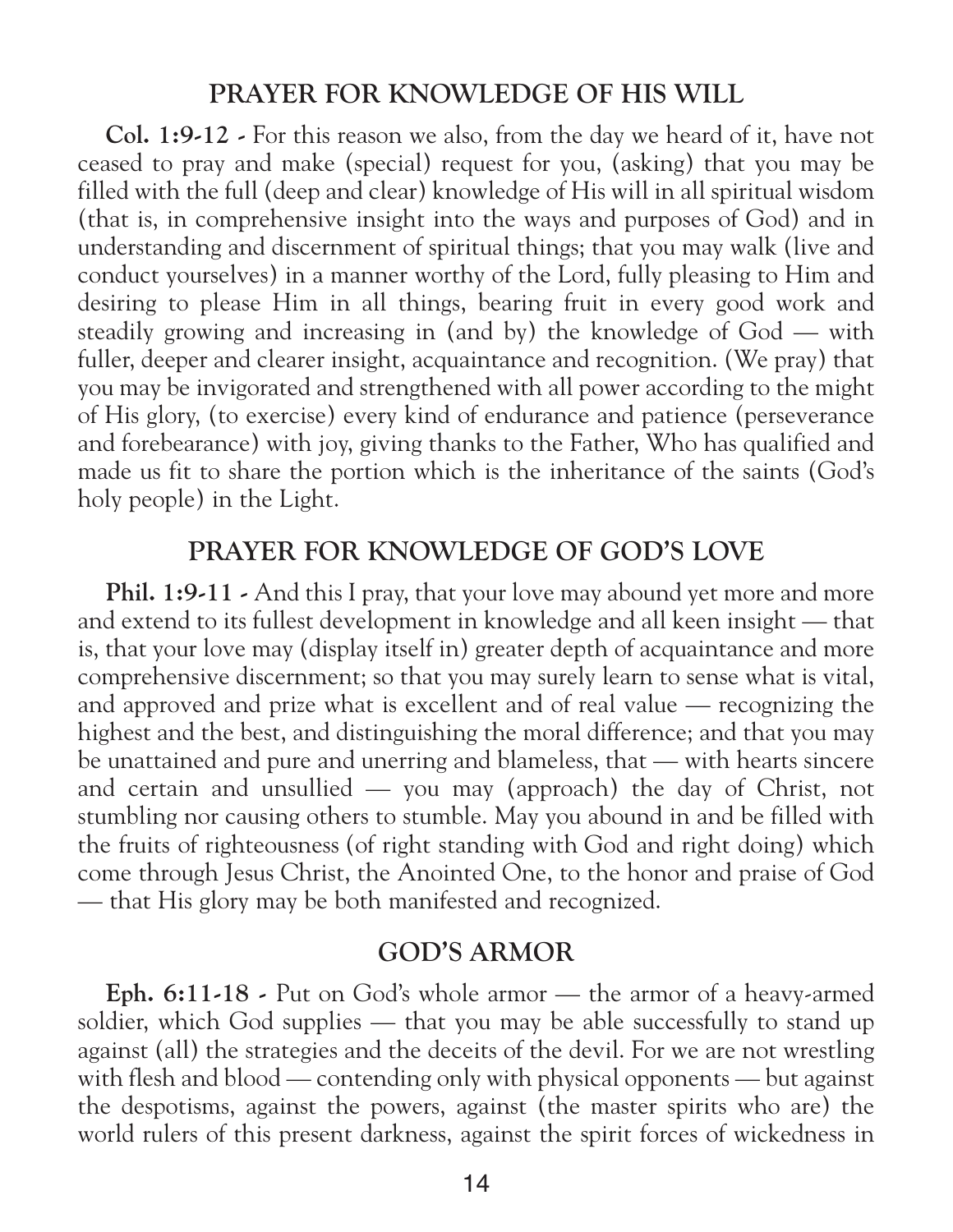## PRAYER FOR KNOWLEDGE OF HIS WILL

**Col. 1:9-12 -** For this reason we also, from the day we heard of it, have not ceased to pray and make (special) request for you, (asking) that you may be filled with the full (deep and clear) knowledge of His will in all spiritual wisdom (that is, in comprehensive insight into the ways and purposes of God) and in understanding and discernment of spiritual things; that you may walk (live and conduct yourselves) in a manner worthy of the Lord, fully pleasing to Him and desiring to please Him in all things, bearing fruit in every good work and steadily growing and increasing in (and by) the knowledge of God — with fuller, deeper and clearer insight, acquaintance and recognition. (We pray) that you may be invigorated and strengthened with all power according to the might of His glory, (to exercise) every kind of endurance and patience (perseverance and forebearance) with joy, giving thanks to the Father, Who has qualified and made us fit to share the portion which is the inheritance of the saints (God's holy people) in the Light.

## PRAYER FOR KNOWLEDGE OF GOD'S LOVE

**Phil. 1:9-11 -** And this I pray, that your love may abound yet more and more and extend to its fullest development in knowledge and all keen insight — that is, that your love may (display itself in) greater depth of acquaintance and more comprehensive discernment; so that you may surely learn to sense what is vital, and approved and prize what is excellent and of real value — recognizing the highest and the best, and distinguishing the moral difference; and that you may be unattained and pure and unerring and blameless, that — with hearts sincere and certain and unsullied — you may (approach) the day of Christ, not stumbling nor causing others to stumble. May you abound in and be filled with the fruits of righteousness (of right standing with God and right doing) which come through Jesus Christ, the Anointed One, to the honor and praise of God — that His glory may be both manifested and recognized.

## GOD'S ARMOR

**Eph. 6:11-18 -** Put on God's whole armor — the armor of a heavy-armed soldier, which God supplies — that you may be able successfully to stand up against (all) the strategies and the deceits of the devil. For we are not wrestling with flesh and blood — contending only with physical opponents — but against the despotisms, against the powers, against (the master spirits who are) the world rulers of this present darkness, against the spirit forces of wickedness in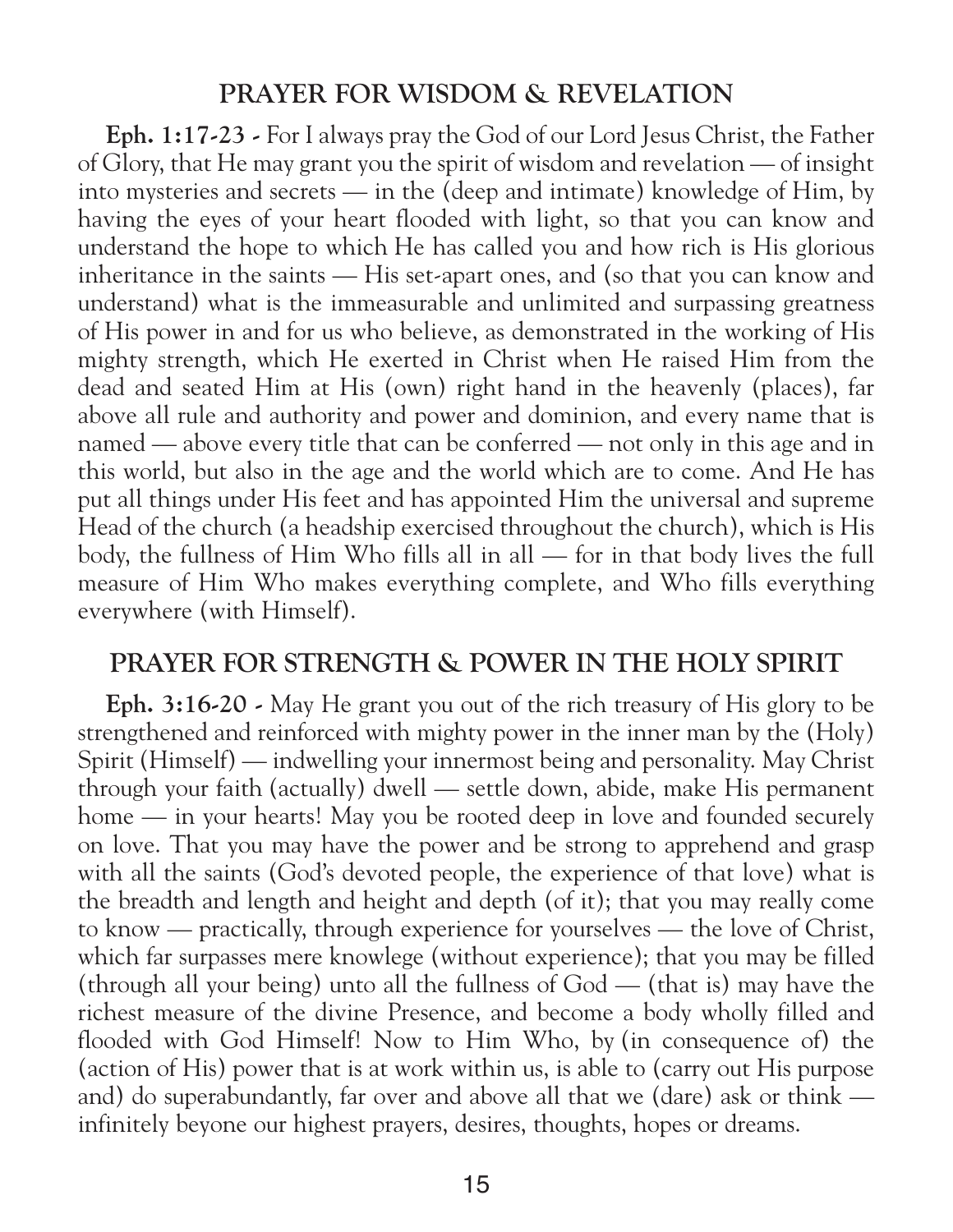## PRAYER FOR WISDOM & REVELATION

**Eph. 1:17-23 -** For I always pray the God of our Lord Jesus Christ, the Father of Glory, that He may grant you the spirit of wisdom and revelation — of insight into mysteries and secrets — in the (deep and intimate) knowledge of Him, by having the eyes of your heart flooded with light, so that you can know and understand the hope to which He has called you and how rich is His glorious inheritance in the saints — His set-apart ones, and (so that you can know and understand) what is the immeasurable and unlimited and surpassing greatness of His power in and for us who believe, as demonstrated in the working of His mighty strength, which He exerted in Christ when He raised Him from the dead and seated Him at His (own) right hand in the heavenly (places), far above all rule and authority and power and dominion, and every name that is named — above every title that can be conferred — not only in this age and in this world, but also in the age and the world which are to come. And He has put all things under His feet and has appointed Him the universal and supreme Head of the church (a headship exercised throughout the church), which is His body, the fullness of Him Who fills all in all — for in that body lives the full measure of Him Who makes everything complete, and Who fills everything everywhere (with Himself).

## PRAYER FOR STRENGTH & POWER IN THE HOLY SPIRIT

**Eph. 3:16-20 -** May He grant you out of the rich treasury of His glory to be strengthened and reinforced with mighty power in the inner man by the (Holy) Spirit (Himself) — indwelling your innermost being and personality. May Christ through your faith (actually) dwell — settle down, abide, make His permanent home — in your hearts! May you be rooted deep in love and founded securely on love. That you may have the power and be strong to apprehend and grasp with all the saints (God's devoted people, the experience of that love) what is the breadth and length and height and depth (of it); that you may really come to know — practically, through experience for yourselves — the love of Christ, which far surpasses mere knowlege (without experience); that you may be filled (through all your being) unto all the fullness of God — (that is) may have the richest measure of the divine Presence, and become a body wholly filled and flooded with God Himself! Now to Him Who, by (in consequence of) the (action of His) power that is at work within us, is able to (carry out His purpose and) do superabundantly, far over and above all that we (dare) ask or think — infinitely beyone our highest prayers, desires, thoughts, hopes or dreams.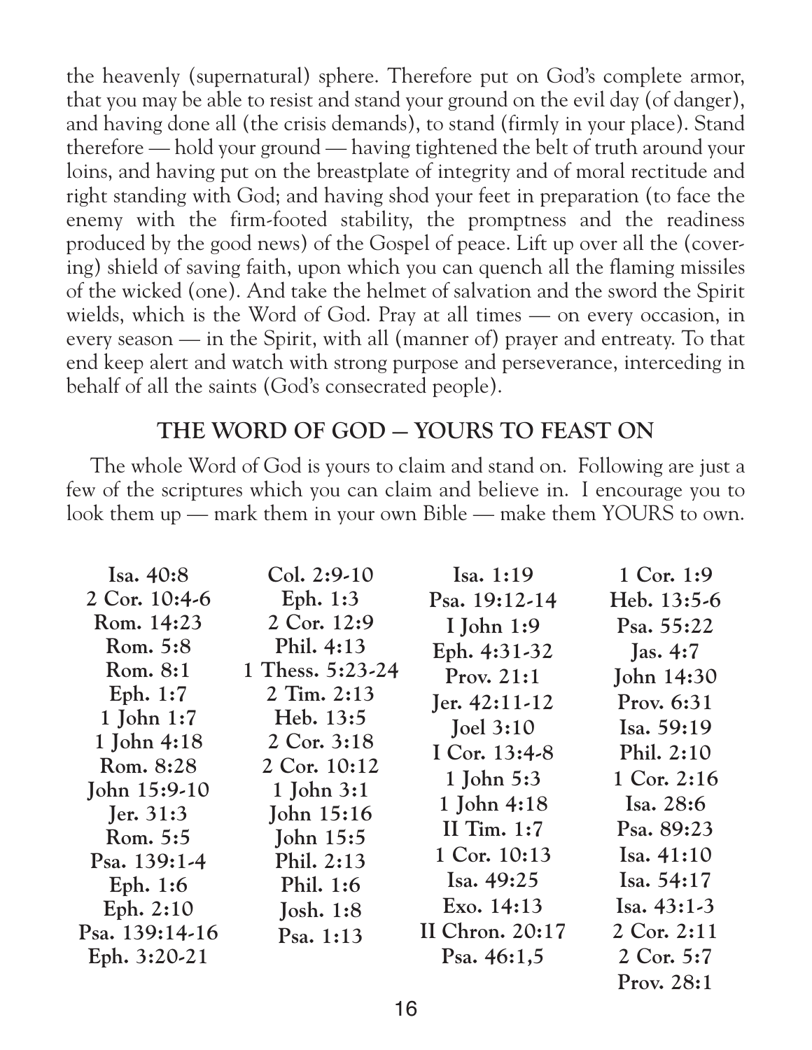the heavenly (supernatural) sphere. Therefore put on God's complete armor, that you may be able to resist and stand your ground on the evil day (of danger), and having done all (the crisis demands), to stand (firmly in your place). Stand therefore — hold your ground — having tightened the belt of truth around your loins, and having put on the breastplate of integrity and of moral rectitude and right standing with God; and having shod your feet in preparation (to face the enemy with the firm-footed stability, the promptness and the readiness produced by the good news) of the Gospel of peace. Lift up over all the (covering) shield of saving faith, upon which you can quench all the flaming missiles of the wicked (one). And take the helmet of salvation and the sword the Spirit wields, which is the Word of God. Pray at all times — on every occasion, in every season — in the Spirit, with all (manner of) prayer and entreaty. To that end keep alert and watch with strong purpose and perseverance, interceding in behalf of all the saints (God's consecrated people).

## THE WORD OF GOD — YOURS TO FEAST ON

The whole Word of God is yours to claim and stand on. Following are just a few of the scriptures which you can claim and believe in. I encourage you to look them up — mark them in your own Bible — make them YOURS to own.

**Isa. 40:8**
**2 Cor. 10:4-6**
**Rom. 14:23**
**Rom. 5:8**
**Rom. 8:1**
**Eph. 1:7**
**1 John 1:7**
**1 John 4:18**
**Rom. 8:28**
**John 15:9-10**
**Jer. 31:3**
**Rom. 5:5**
**Psa. 139:1-4**
**Eph. 1:6**
**Eph. 2:10**
**Psa. 139:14-16**
**Eph. 3:20-21**

**Col. 2:9-10**
**Eph. 1:3**
**2 Cor. 12:9**
**Phil. 4:13**
**1 Thess. 5:23-24**
**2 Tim. 2:13**
**Heb. 13:5**
**2 Cor. 3:18**
**2 Cor. 10:12**
**1 John 3:1**
**John 15:16**
**John 15:5**
**Phil. 2:13**
**Phil. 1:6**
**Josh. 1:8**
**Psa. 1:13**

**Isa. 1:19**
**Psa. 19:12-14**
**I John 1:9**
**Eph. 4:31-32**
**Prov. 21:1**
**Jer. 42:11-12**
**Joel 3:10**
**I Cor. 13:4-8**
**1 John 5:3**
**1 John 4:18**
**II Tim. 1:7**
**1 Cor. 10:13**
**Isa. 49:25**
**Exo. 14:13**
**II Chron. 20:17**
**Psa. 46:1,5**

**1 Cor. 1:9**
**Heb. 13:5-6**
**Psa. 55:22**
**Jas. 4:7**
**John 14:30**
**Prov. 6:31**
**Isa. 59:19**
**Phil. 2:10**
**1 Cor. 2:16**
**Isa. 28:6**
**Psa. 89:23**
**Isa. 41:10**
**Isa. 54:17**
**Isa. 43:1-3**
**2 Cor. 2:11**
**2 Cor. 5:7**
**Prov. 28:1**